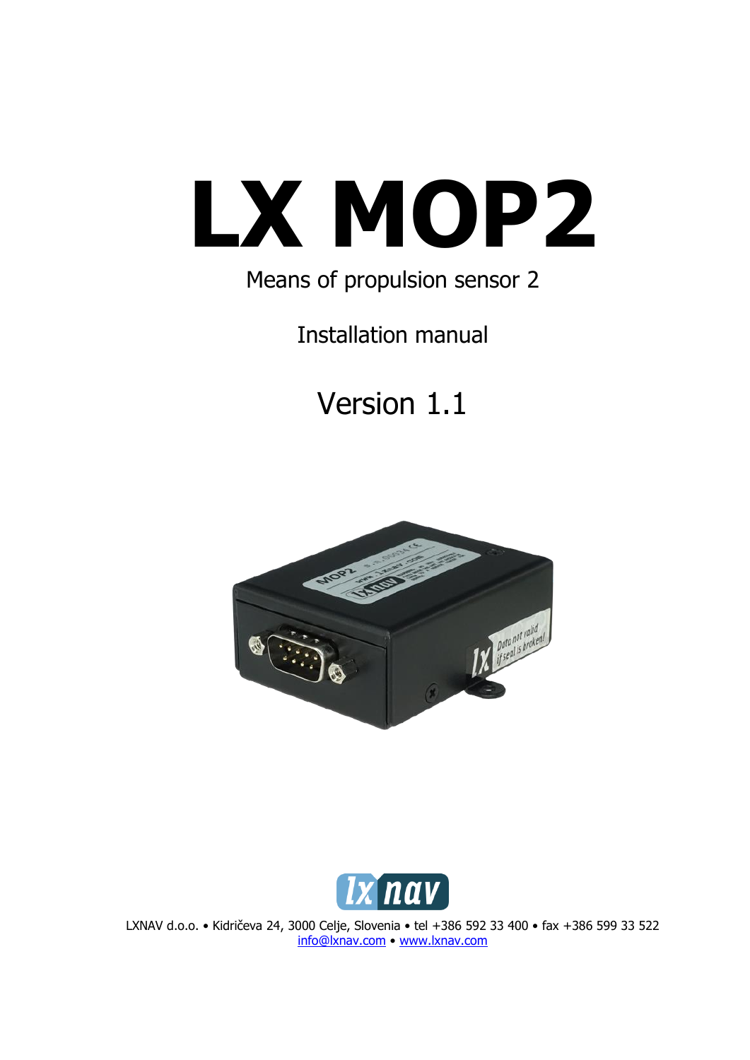# LX MOP2

Means of propulsion sensor 2

Installation manual

Version 1.1

LXNAV d.o.o. • Kidričeva 24, 3000 Celje, Slovenia • tel +386 592 33 400 • fax +386 599 33 522
info@lxnav.com • www.lxnav.com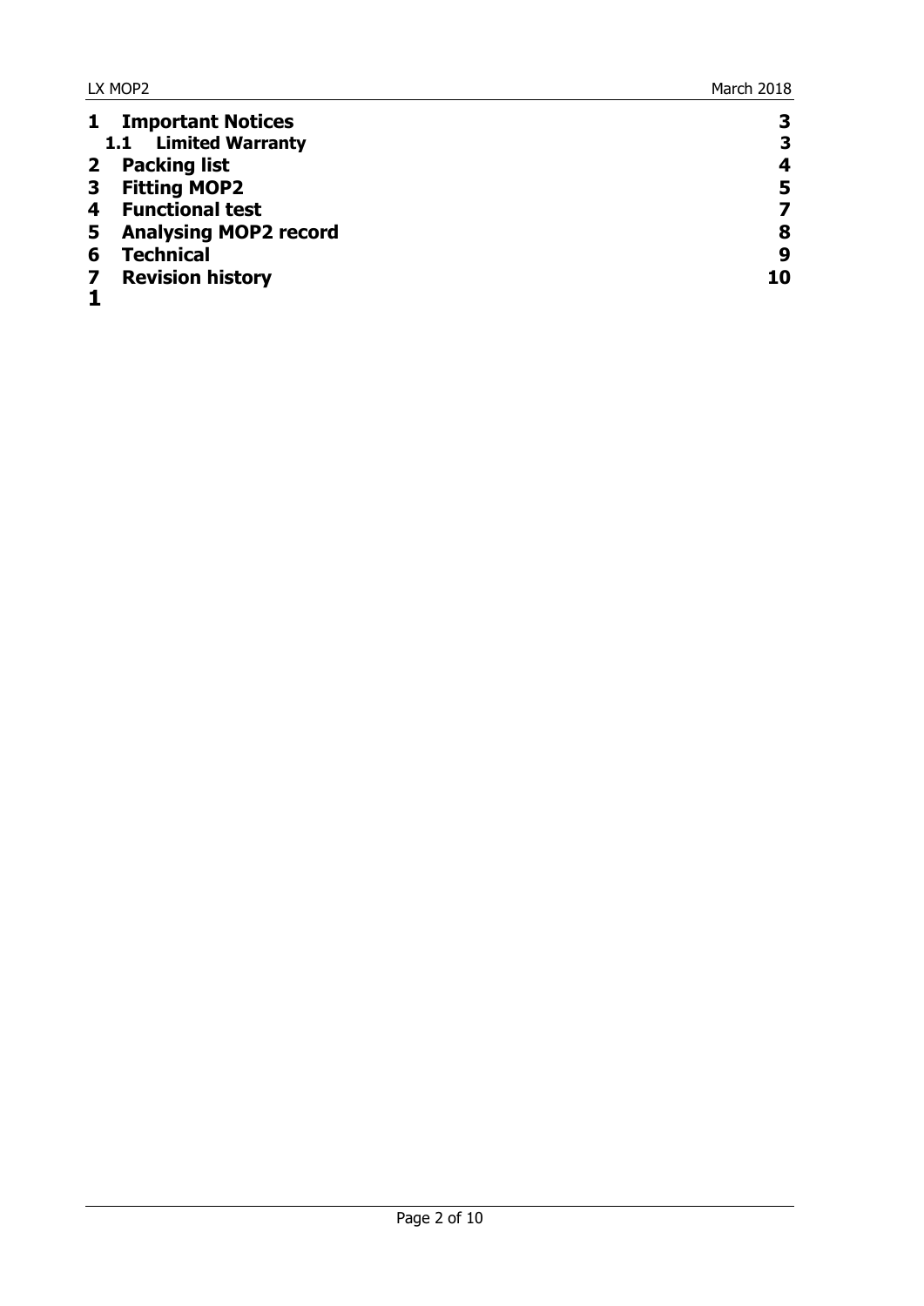| | | |
|---|---|---|
| **1** | **Important Notices** | **3** |
| **1.1** | **Limited Warranty** | **3** |
| **2** | **Packing list** | **4** |
| **3** | **Fitting MOP2** | **5** |
| **4** | **Functional test** | **7** |
| **5** | **Analysing MOP2 record** | **8** |
| **6** | **Technical** | **9** |
| **7** | **Revision history** | **10** |

**1**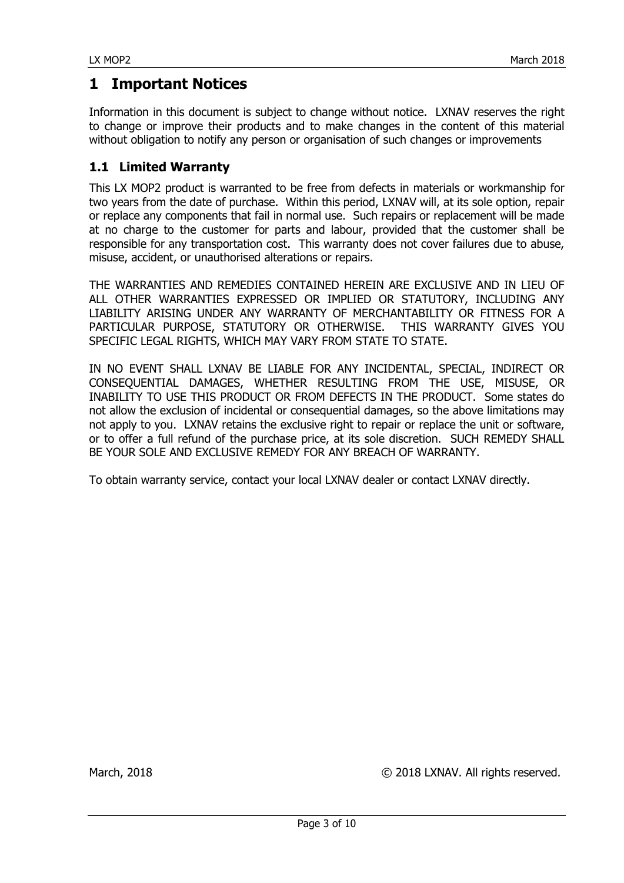# 1 Important Notices

Information in this document is subject to change without notice. LXNAV reserves the right to change or improve their products and to make changes in the content of this material without obligation to notify any person or organisation of such changes or improvements

## 1.1 Limited Warranty

This LX MOP2 product is warranted to be free from defects in materials or workmanship for two years from the date of purchase. Within this period, LXNAV will, at its sole option, repair or replace any components that fail in normal use. Such repairs or replacement will be made at no charge to the customer for parts and labour, provided that the customer shall be responsible for any transportation cost. This warranty does not cover failures due to abuse, misuse, accident, or unauthorised alterations or repairs.

THE WARRANTIES AND REMEDIES CONTAINED HEREIN ARE EXCLUSIVE AND IN LIEU OF ALL OTHER WARRANTIES EXPRESSED OR IMPLIED OR STATUTORY, INCLUDING ANY LIABILITY ARISING UNDER ANY WARRANTY OF MERCHANTABILITY OR FITNESS FOR A PARTICULAR PURPOSE, STATUTORY OR OTHERWISE. THIS WARRANTY GIVES YOU SPECIFIC LEGAL RIGHTS, WHICH MAY VARY FROM STATE TO STATE.

IN NO EVENT SHALL LXNAV BE LIABLE FOR ANY INCIDENTAL, SPECIAL, INDIRECT OR CONSEQUENTIAL DAMAGES, WHETHER RESULTING FROM THE USE, MISUSE, OR INABILITY TO USE THIS PRODUCT OR FROM DEFECTS IN THE PRODUCT. Some states do not allow the exclusion of incidental or consequential damages, so the above limitations may not apply to you. LXNAV retains the exclusive right to repair or replace the unit or software, or to offer a full refund of the purchase price, at its sole discretion. SUCH REMEDY SHALL BE YOUR SOLE AND EXCLUSIVE REMEDY FOR ANY BREACH OF WARRANTY.

To obtain warranty service, contact your local LXNAV dealer or contact LXNAV directly.

March, 2018 © 2018 LXNAV. All rights reserved.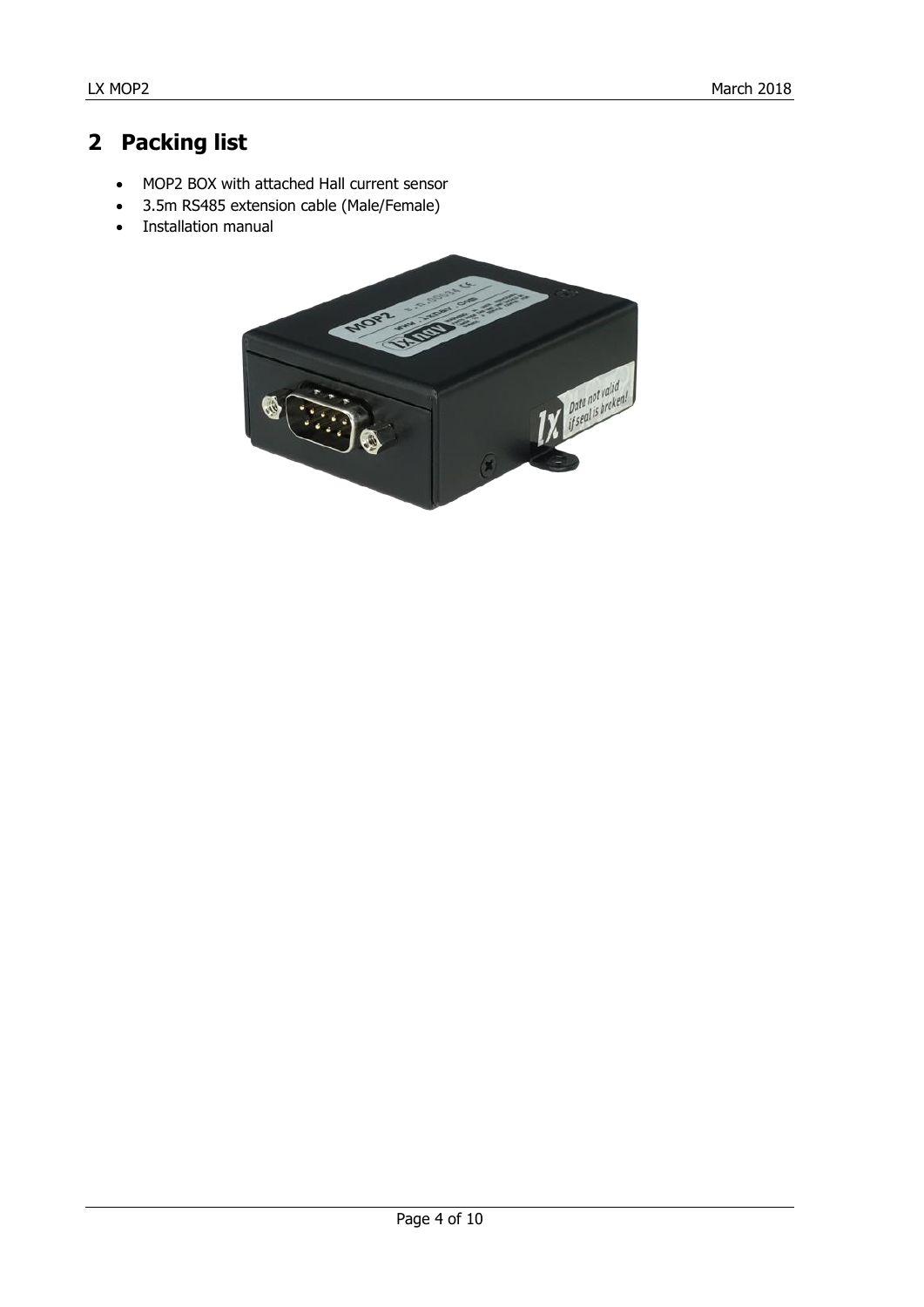# 2 Packing list

- MOP2 BOX with attached Hall current sensor
- 3.5m RS485 extension cable (Male/Female)
- Installation manual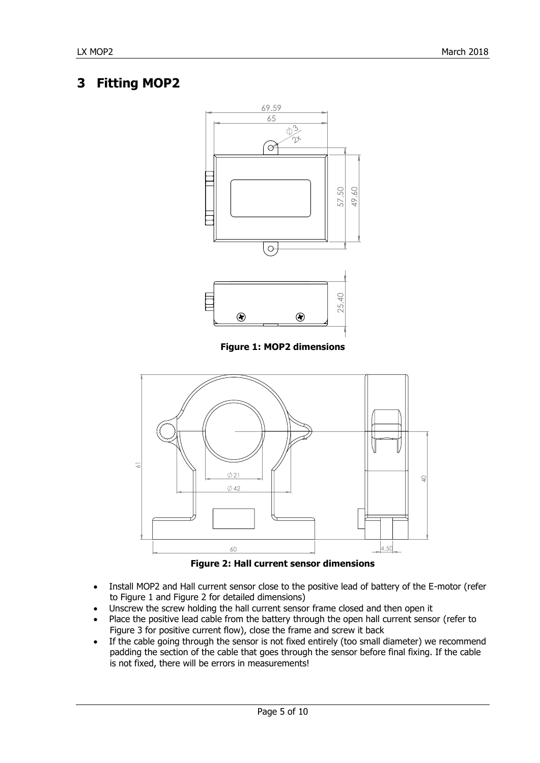# 3 Fitting MOP2

**Figure 1: MOP2 dimensions**

**Figure 2: Hall current sensor dimensions**

- Install MOP2 and Hall current sensor close to the positive lead of battery of the E-motor (refer to Figure 1 and Figure 2 for detailed dimensions)
- Unscrew the screw holding the hall current sensor frame closed and then open it
- Place the positive lead cable from the battery through the open hall current sensor (refer to Figure 3 for positive current flow), close the frame and screw it back
- If the cable going through the sensor is not fixed entirely (too small diameter) we recommend padding the section of the cable that goes through the sensor before final fixing. If the cable is not fixed, there will be errors in measurements!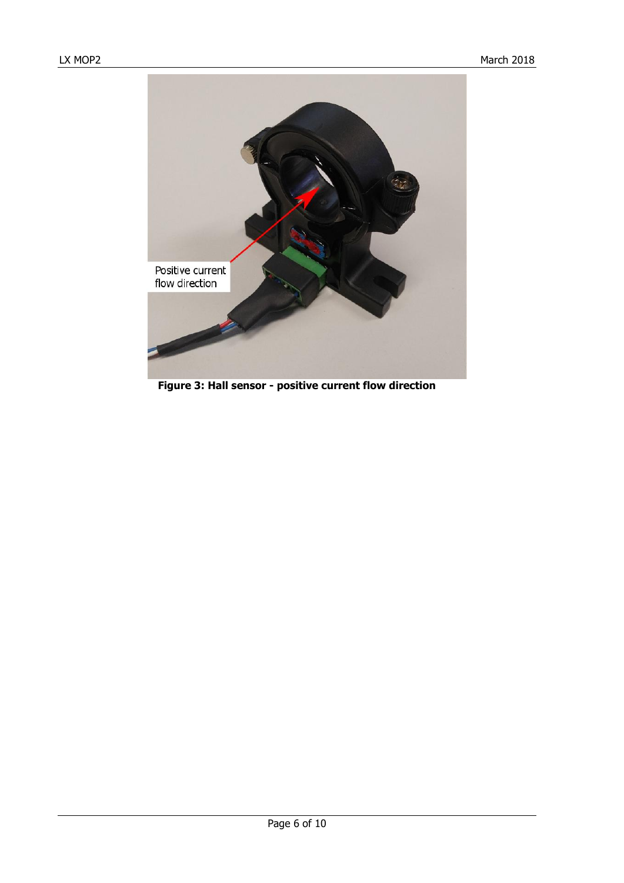**Figure 3: Hall sensor - positive current flow direction**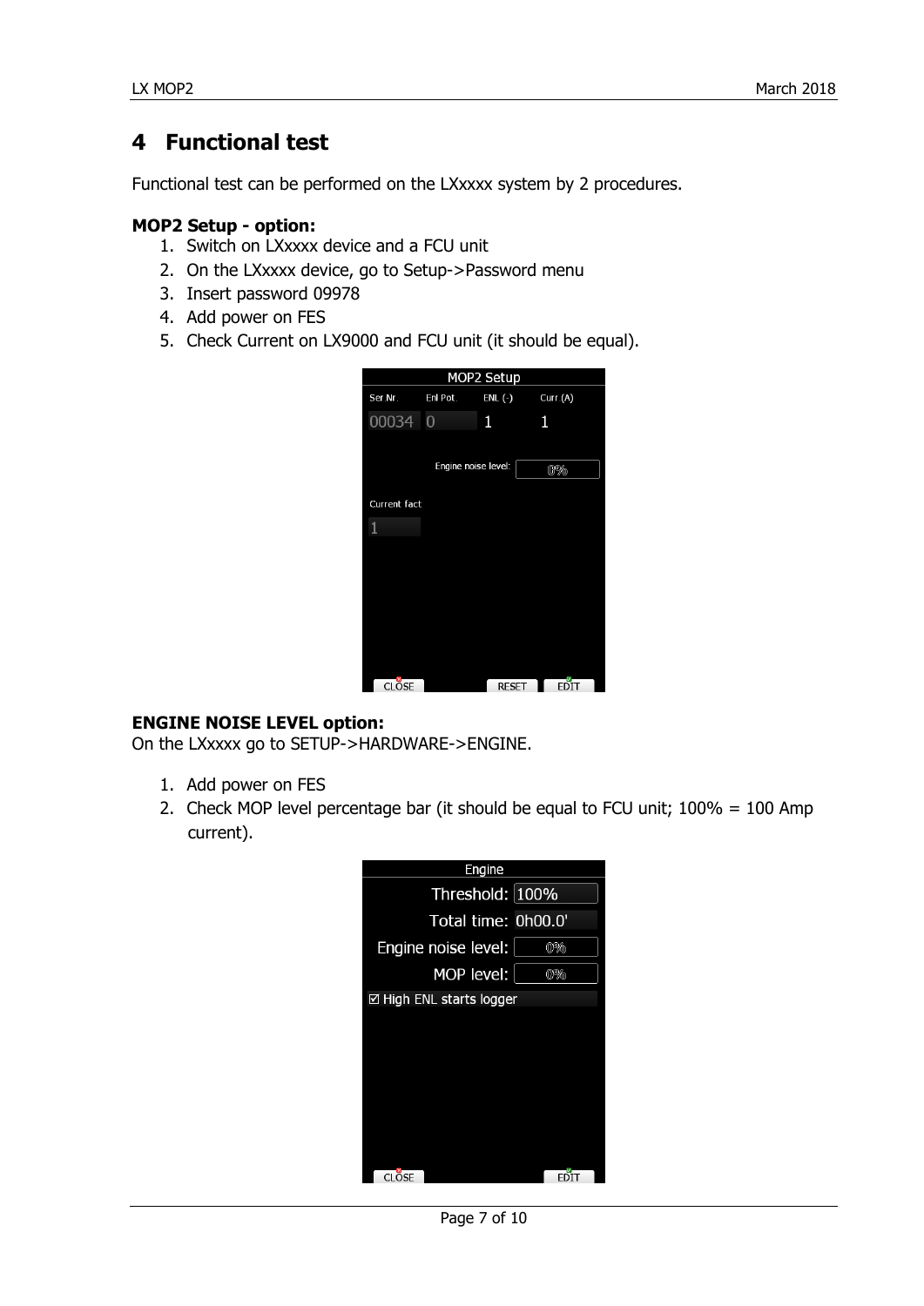# 4 Functional test

Functional test can be performed on the LXxxxx system by 2 procedures.

**MOP2 Setup - option:**

1. Switch on LXxxxx device and a FCU unit
2. On the LXxxxx device, go to Setup->Password menu
3. Insert password 09978
4. Add power on FES
5. Check Current on LX9000 and FCU unit (it should be equal).

**ENGINE NOISE LEVEL option:**

On the LXxxxx go to SETUP->HARDWARE->ENGINE.

1. Add power on FES
2. Check MOP level percentage bar (it should be equal to FCU unit; 100% = 100 Amp current).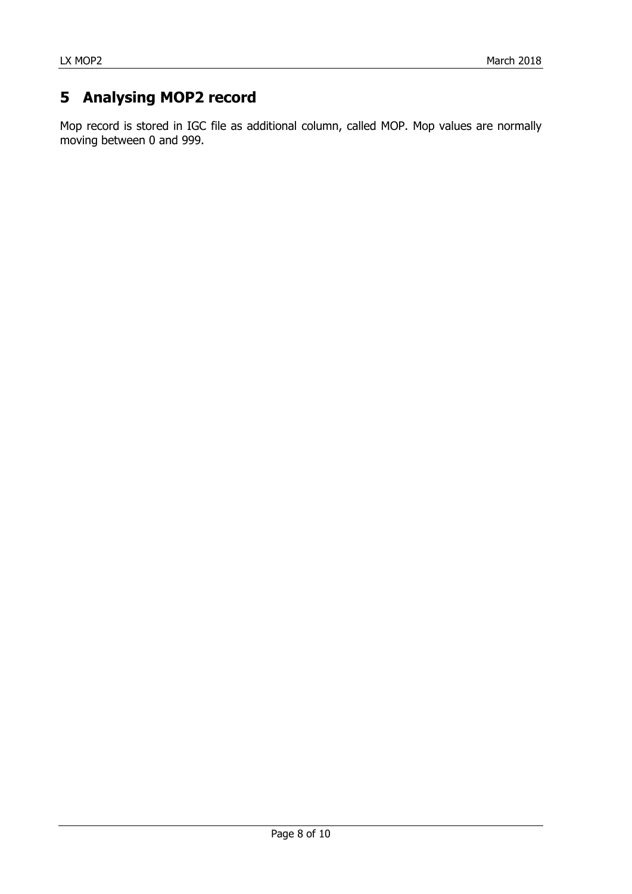# 5 Analysing MOP2 record

Mop record is stored in IGC file as additional column, called MOP. Mop values are normally moving between 0 and 999.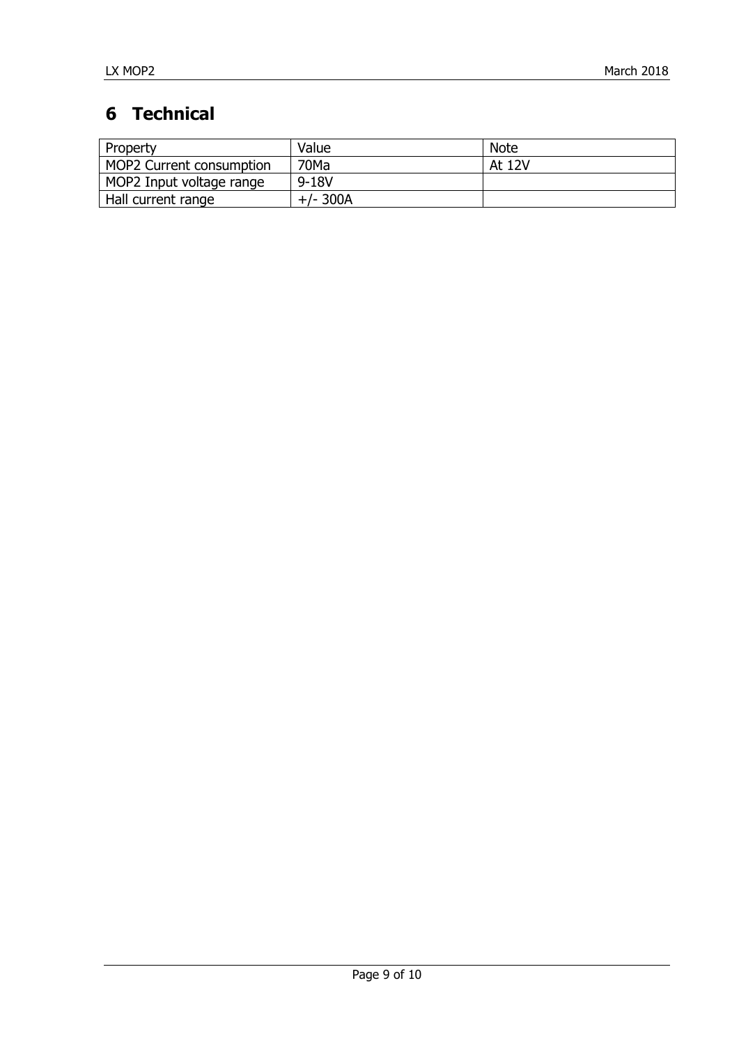# 6 Technical

| Property | Value | Note |
|---|---|---|
| MOP2 Current consumption | 70Ma | At 12V |
| MOP2 Input voltage range | 9-18V | |
| Hall current range | +/- 300A | |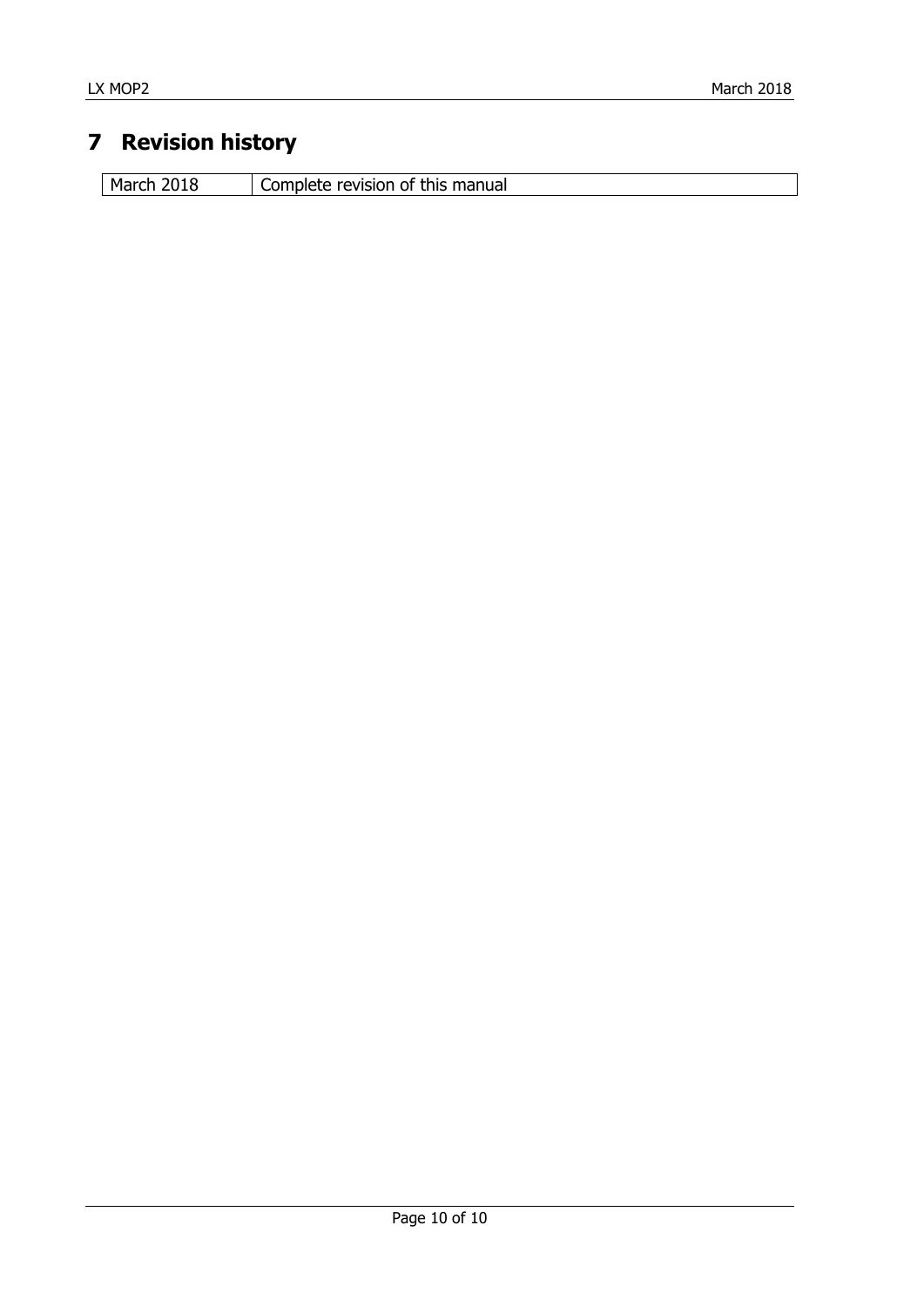# 7 Revision history

| | |
|---|---|
| March 2018 | Complete revision of this manual |